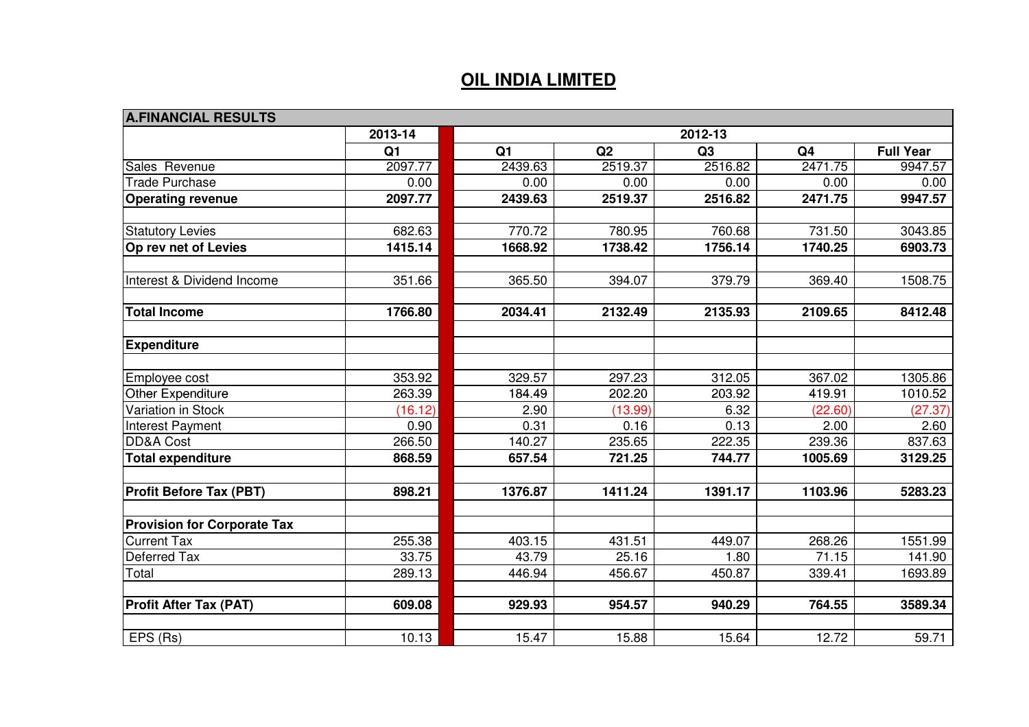# OIL INDIA LIMITED

| A.FINANCIAL RESULTS | | | | | | | |
|---|---|---|---|---|---|---|---|
| | 2013-14 | | 2012-13 | | | | |
| | Q1 | | Q1 | Q2 | Q3 | Q4 | Full Year |
| Sales Revenue | 2097.77 | | 2439.63 | 2519.37 | 2516.82 | 2471.75 | 9947.57 |
| Trade Purchase | 0.00 | | 0.00 | 0.00 | 0.00 | 0.00 | 0.00 |
| **Operating revenue** | **2097.77** | | **2439.63** | **2519.37** | **2516.82** | **2471.75** | **9947.57** |
| | | | | | | | |
| Statutory Levies | 682.63 | | 770.72 | 780.95 | 760.68 | 731.50 | 3043.85 |
| **Op rev net of Levies** | **1415.14** | | **1668.92** | **1738.42** | **1756.14** | **1740.25** | **6903.73** |
| | | | | | | | |
| Interest & Dividend Income | 351.66 | | 365.50 | 394.07 | 379.79 | 369.40 | 1508.75 |
| | | | | | | | |
| **Total Income** | **1766.80** | | **2034.41** | **2132.49** | **2135.93** | **2109.65** | **8412.48** |
| | | | | | | | |
| **Expenditure** | | | | | | | |
| | | | | | | | |
| Employee cost | 353.92 | | 329.57 | 297.23 | 312.05 | 367.02 | 1305.86 |
| Other Expenditure | 263.39 | | 184.49 | 202.20 | 203.92 | 419.91 | 1010.52 |
| Variation in Stock | (16.12) | | 2.90 | (13.99) | 6.32 | (22.60) | (27.37) |
| Interest Payment | 0.90 | | 0.31 | 0.16 | 0.13 | 2.00 | 2.60 |
| DD&A Cost | 266.50 | | 140.27 | 235.65 | 222.35 | 239.36 | 837.63 |
| **Total expenditure** | **868.59** | | **657.54** | **721.25** | **744.77** | **1005.69** | **3129.25** |
| | | | | | | | |
| **Profit Before Tax (PBT)** | **898.21** | | **1376.87** | **1411.24** | **1391.17** | **1103.96** | **5283.23** |
| | | | | | | | |
| **Provision for Corporate Tax** | | | | | | | |
| Current Tax | 255.38 | | 403.15 | 431.51 | 449.07 | 268.26 | 1551.99 |
| Deferred Tax | 33.75 | | 43.79 | 25.16 | 1.80 | 71.15 | 141.90 |
| Total | 289.13 | | 446.94 | 456.67 | 450.87 | 339.41 | 1693.89 |
| | | | | | | | |
| **Profit After Tax (PAT)** | **609.08** | | **929.93** | **954.57** | **940.29** | **764.55** | **3589.34** |
| | | | | | | | |
| EPS (Rs) | 10.13 | | 15.47 | 15.88 | 15.64 | 12.72 | 59.71 |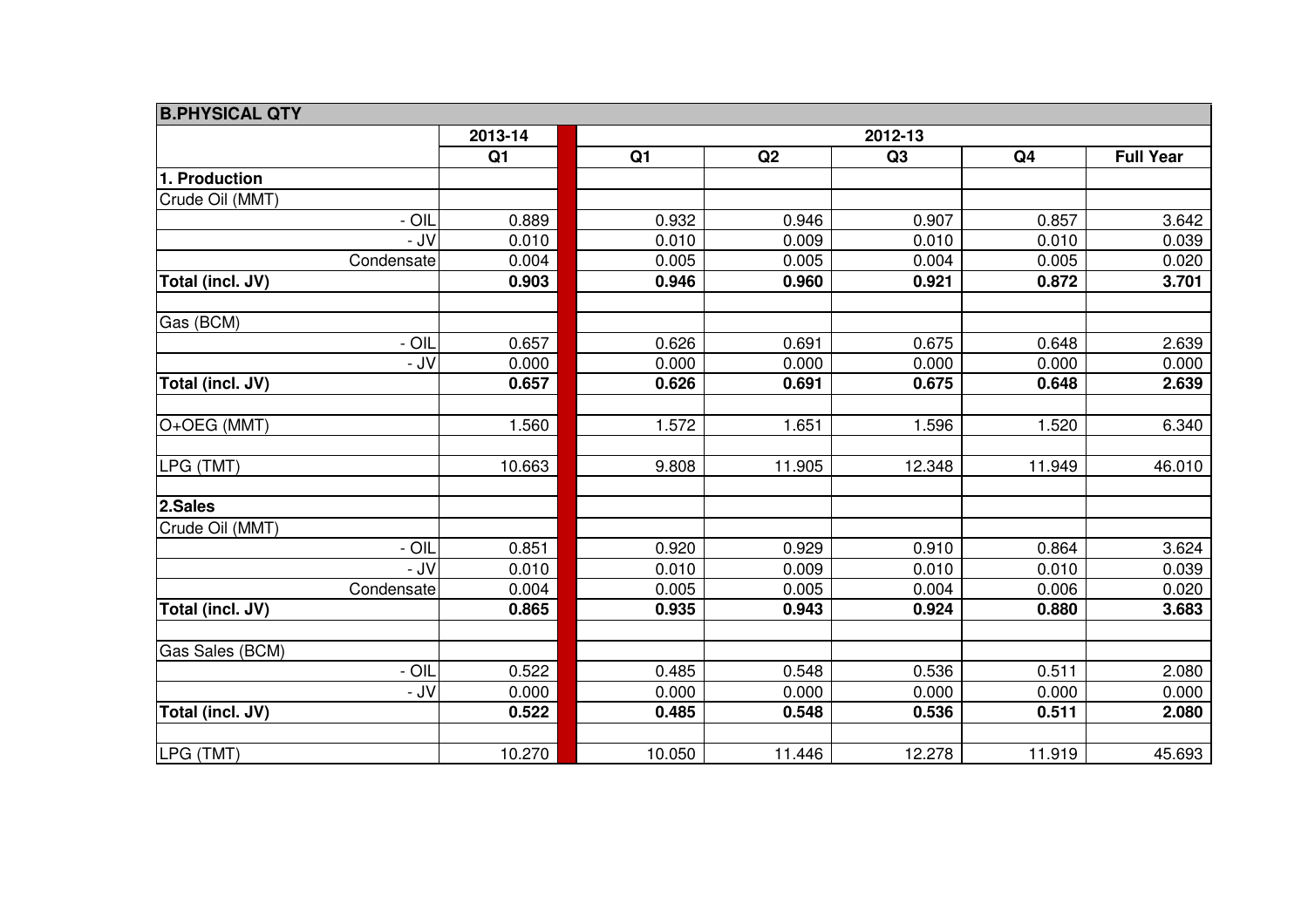| B.PHYSICAL QTY | | | | | | | |
|---|---|---|---|---|---|---|---|
| | 2013-14 | | 2012-13 | | | | |
| | Q1 | | Q1 | Q2 | Q3 | Q4 | Full Year |
| **1. Production** | | | | | | | |
| Crude Oil (MMT) | | | | | | | |
| - OIL | 0.889 | | 0.932 | 0.946 | 0.907 | 0.857 | 3.642 |
| - JV | 0.010 | | 0.010 | 0.009 | 0.010 | 0.010 | 0.039 |
| Condensate | 0.004 | | 0.005 | 0.005 | 0.004 | 0.005 | 0.020 |
| **Total (incl. JV)** | **0.903** | | **0.946** | **0.960** | **0.921** | **0.872** | **3.701** |
| | | | | | | | |
| Gas (BCM) | | | | | | | |
| - OIL | 0.657 | | 0.626 | 0.691 | 0.675 | 0.648 | 2.639 |
| - JV | 0.000 | | 0.000 | 0.000 | 0.000 | 0.000 | 0.000 |
| **Total (incl. JV)** | **0.657** | | **0.626** | **0.691** | **0.675** | **0.648** | **2.639** |
| | | | | | | | |
| O+OEG (MMT) | 1.560 | | 1.572 | 1.651 | 1.596 | 1.520 | 6.340 |
| | | | | | | | |
| LPG (TMT) | 10.663 | | 9.808 | 11.905 | 12.348 | 11.949 | 46.010 |
| | | | | | | | |
| **2.Sales** | | | | | | | |
| Crude Oil (MMT) | | | | | | | |
| - OIL | 0.851 | | 0.920 | 0.929 | 0.910 | 0.864 | 3.624 |
| - JV | 0.010 | | 0.010 | 0.009 | 0.010 | 0.010 | 0.039 |
| Condensate | 0.004 | | 0.005 | 0.005 | 0.004 | 0.006 | 0.020 |
| **Total (incl. JV)** | **0.865** | | **0.935** | **0.943** | **0.924** | **0.880** | **3.683** |
| | | | | | | | |
| Gas Sales (BCM) | | | | | | | |
| - OIL | 0.522 | | 0.485 | 0.548 | 0.536 | 0.511 | 2.080 |
| - JV | 0.000 | | 0.000 | 0.000 | 0.000 | 0.000 | 0.000 |
| **Total (incl. JV)** | **0.522** | | **0.485** | **0.548** | **0.536** | **0.511** | **2.080** |
| | | | | | | | |
| LPG (TMT) | 10.270 | | 10.050 | 11.446 | 12.278 | 11.919 | 45.693 |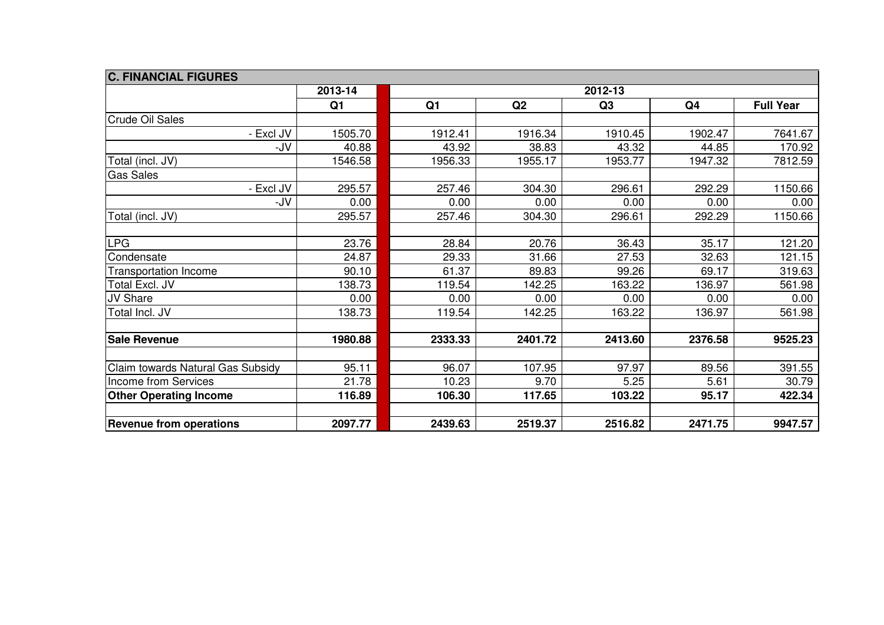## C. FINANCIAL FIGURES

| | 2013-14 | 2012-13 | | | | |
|---|---|---|---|---|---|---|
| | Q1 | Q1 | Q2 | Q3 | Q4 | Full Year |
| Crude Oil Sales | | | | | | |
| - Excl JV | 1505.70 | 1912.41 | 1916.34 | 1910.45 | 1902.47 | 7641.67 |
| -JV | 40.88 | 43.92 | 38.83 | 43.32 | 44.85 | 170.92 |
| Total (incl. JV) | 1546.58 | 1956.33 | 1955.17 | 1953.77 | 1947.32 | 7812.59 |
| Gas Sales | | | | | | |
| - Excl JV | 295.57 | 257.46 | 304.30 | 296.61 | 292.29 | 1150.66 |
| -JV | 0.00 | 0.00 | 0.00 | 0.00 | 0.00 | 0.00 |
| Total (incl. JV) | 295.57 | 257.46 | 304.30 | 296.61 | 292.29 | 1150.66 |
| | | | | | | |
| LPG | 23.76 | 28.84 | 20.76 | 36.43 | 35.17 | 121.20 |
| Condensate | 24.87 | 29.33 | 31.66 | 27.53 | 32.63 | 121.15 |
| Transportation Income | 90.10 | 61.37 | 89.83 | 99.26 | 69.17 | 319.63 |
| Total Excl. JV | 138.73 | 119.54 | 142.25 | 163.22 | 136.98 | 561.98 |
| JV Share | 0.00 | 0.00 | 0.00 | 0.00 | 0.00 | 0.00 |
| Total Incl. JV | 138.73 | 119.54 | 142.25 | 163.22 | 136.97 | 561.98 |
| | | | | | | |
| **Sale Revenue** | **1980.88** | **2333.33** | **2401.72** | **2413.60** | **2376.58** | **9525.23** |
| | | | | | | |
| Claim towards Natural Gas Subsidy | 95.11 | 96.07 | 107.95 | 97.97 | 89.56 | 391.55 |
| Income from Services | 21.78 | 10.23 | 9.70 | 5.25 | 5.61 | 30.79 |
| **Other Operating Income** | **116.89** | **106.30** | **117.65** | **103.22** | **95.17** | **422.34** |
| | | | | | | |
| **Revenue from operations** | **2097.77** | **2439.63** | **2519.37** | **2516.82** | **2471.75** | **9947.57** |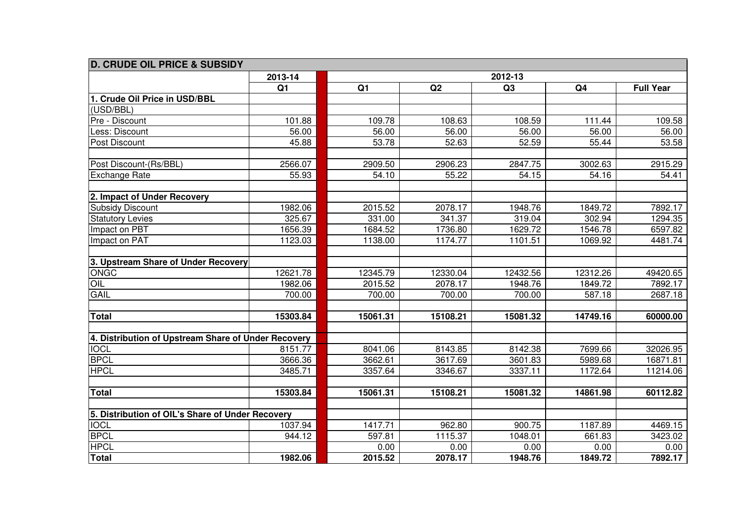## D. CRUDE OIL PRICE & SUBSIDY

| | 2013-14 | | 2012-13 | | | | |
|---|---|---|---|---|---|---|---|
| | Q1 | | Q1 | Q2 | Q3 | Q4 | Full Year |
| **1. Crude Oil Price in USD/BBL** | | | | | | | |
| (USD/BBL) | | | | | | | |
| Pre - Discount | 101.88 | | 109.78 | 108.63 | 108.59 | 111.44 | 109.58 |
| Less: Discount | 56.00 | | 56.00 | 56.00 | 56.00 | 56.00 | 56.00 |
| Post Discount | 45.88 | | 53.78 | 52.63 | 52.59 | 55.44 | 53.58 |
| | | | | | | | |
| Post Discount-(Rs/BBL) | 2566.07 | | 2909.50 | 2906.23 | 2847.75 | 3002.63 | 2915.29 |
| Exchange Rate | 55.93 | | 54.10 | 55.22 | 54.15 | 54.16 | 54.41 |
| | | | | | | | |
| **2. Impact of Under Recovery** | | | | | | | |
| Subsidy Discount | 1982.06 | | 2015.52 | 2078.17 | 1948.76 | 1849.72 | 7892.17 |
| Statutory Levies | 325.67 | | 331.00 | 341.37 | 319.04 | 302.94 | 1294.35 |
| Impact on PBT | 1656.39 | | 1684.52 | 1736.80 | 1629.72 | 1546.78 | 6597.82 |
| Impact on PAT | 1123.03 | | 1138.00 | 1174.77 | 1101.51 | 1069.92 | 4481.74 |
| | | | | | | | |
| **3. Upstream Share of Under Recovery** | | | | | | | |
| ONGC | 12621.78 | | 12345.79 | 12330.04 | 12432.56 | 12312.26 | 49420.65 |
| OIL | 1982.06 | | 2015.52 | 2078.17 | 1948.76 | 1849.72 | 7892.17 |
| GAIL | 700.00 | | 700.00 | 700.00 | 700.00 | 587.18 | 2687.18 |
| | | | | | | | |
| **Total** | **15303.84** | | **15061.31** | **15108.21** | **15081.32** | **14749.16** | **60000.00** |
| | | | | | | | |
| **4. Distribution of Upstream Share of Under Recovery** | | | | | | | |
| IOCL | 8151.77 | | 8041.06 | 8143.85 | 8142.38 | 7699.66 | 32026.95 |
| BPCL | 3666.36 | | 3662.61 | 3617.69 | 3601.83 | 5989.68 | 16871.81 |
| HPCL | 3485.71 | | 3357.64 | 3346.67 | 3337.11 | 1172.64 | 11214.06 |
| | | | | | | | |
| **Total** | **15303.84** | | **15061.31** | **15108.21** | **15081.32** | **14861.98** | **60112.82** |
| | | | | | | | |
| **5. Distribution of OIL's Share of Under Recovery** | | | | | | | |
| IOCL | 1037.94 | | 1417.71 | 962.80 | 900.75 | 1187.89 | 4469.15 |
| BPCL | 944.12 | | 597.81 | 1115.37 | 1048.01 | 661.83 | 3423.02 |
| HPCL | | | 0.00 | 0.00 | 0.00 | 0.00 | 0.00 |
| **Total** | **1982.06** | | **2015.52** | **2078.17** | **1948.76** | **1849.72** | **7892.17** |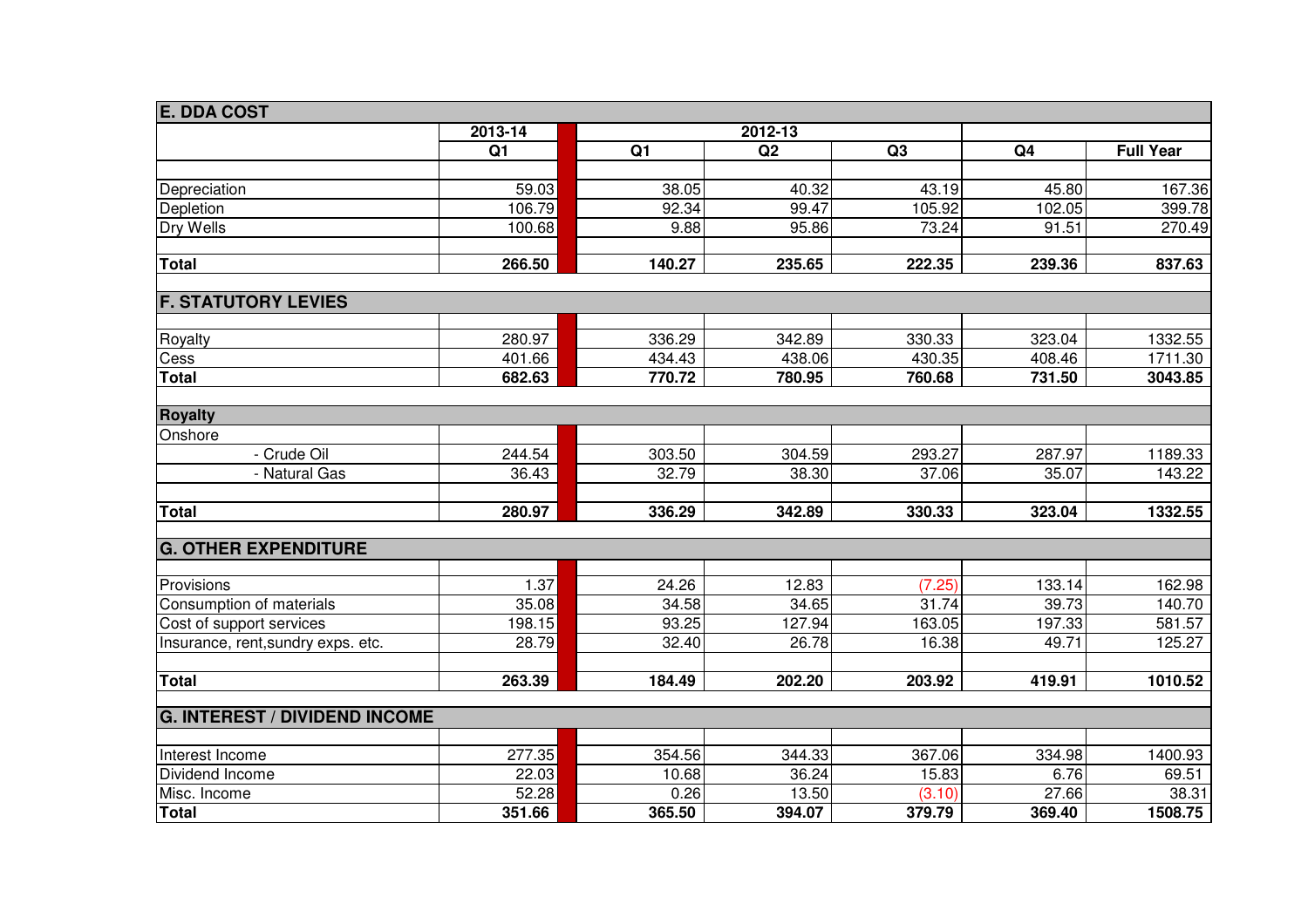| E. DDA COST | | | | | | |
|---|---|---|---|---|---|---|
| | 2013-14 | 2012-13 | | | | |
| | Q1 | Q1 | Q2 | Q3 | Q4 | Full Year |
| Depreciation | 59.03 | 38.05 | 40.32 | 43.19 | 45.80 | 167.36 |
| Depletion | 106.79 | 92.34 | 99.47 | 105.92 | 102.05 | 399.78 |
| Dry Wells | 100.68 | 9.88 | 95.86 | 73.24 | 91.51 | 270.49 |
| **Total** | **266.50** | **140.27** | **235.65** | **222.35** | **239.36** | **837.63** |
| **F. STATUTORY LEVIES** | | | | | | |
| Royalty | 280.97 | 336.29 | 342.89 | 330.33 | 323.04 | 1332.55 |
| Cess | 401.66 | 434.43 | 438.06 | 430.35 | 408.46 | 1711.30 |
| **Total** | **682.63** | **770.72** | **780.95** | **760.68** | **731.50** | **3043.85** |
| **Royalty** | | | | | | |
| Onshore | | | | | | |
| - Crude Oil | 244.54 | 303.50 | 304.59 | 293.27 | 287.97 | 1189.33 |
| - Natural Gas | 36.43 | 32.79 | 38.30 | 37.06 | 35.07 | 143.22 |
| **Total** | **280.97** | **336.29** | **342.89** | **330.33** | **323.04** | **1332.55** |
| **G. OTHER EXPENDITURE** | | | | | | |
| Provisions | 1.37 | 24.26 | 12.83 | (7.25) | 133.14 | 162.98 |
| Consumption of materials | 35.08 | 34.58 | 34.65 | 31.74 | 39.73 | 140.70 |
| Cost of support services | 198.15 | 93.25 | 127.94 | 163.05 | 197.33 | 581.57 |
| Insurance, rent,sundry exps. etc. | 28.79 | 32.40 | 26.78 | 16.38 | 49.71 | 125.27 |
| **Total** | **263.39** | **184.49** | **202.20** | **203.92** | **419.91** | **1010.52** |
| **G. INTEREST / DIVIDEND INCOME** | | | | | | |
| Interest Income | 277.35 | 354.56 | 344.33 | 367.06 | 334.98 | 1400.93 |
| Dividend Income | 22.03 | 10.68 | 36.24 | 15.83 | 6.76 | 69.51 |
| Misc. Income | 52.28 | 0.26 | 13.50 | (3.10) | 27.66 | 38.31 |
| **Total** | **351.66** | **365.50** | **394.07** | **379.79** | **369.40** | **1508.75** |